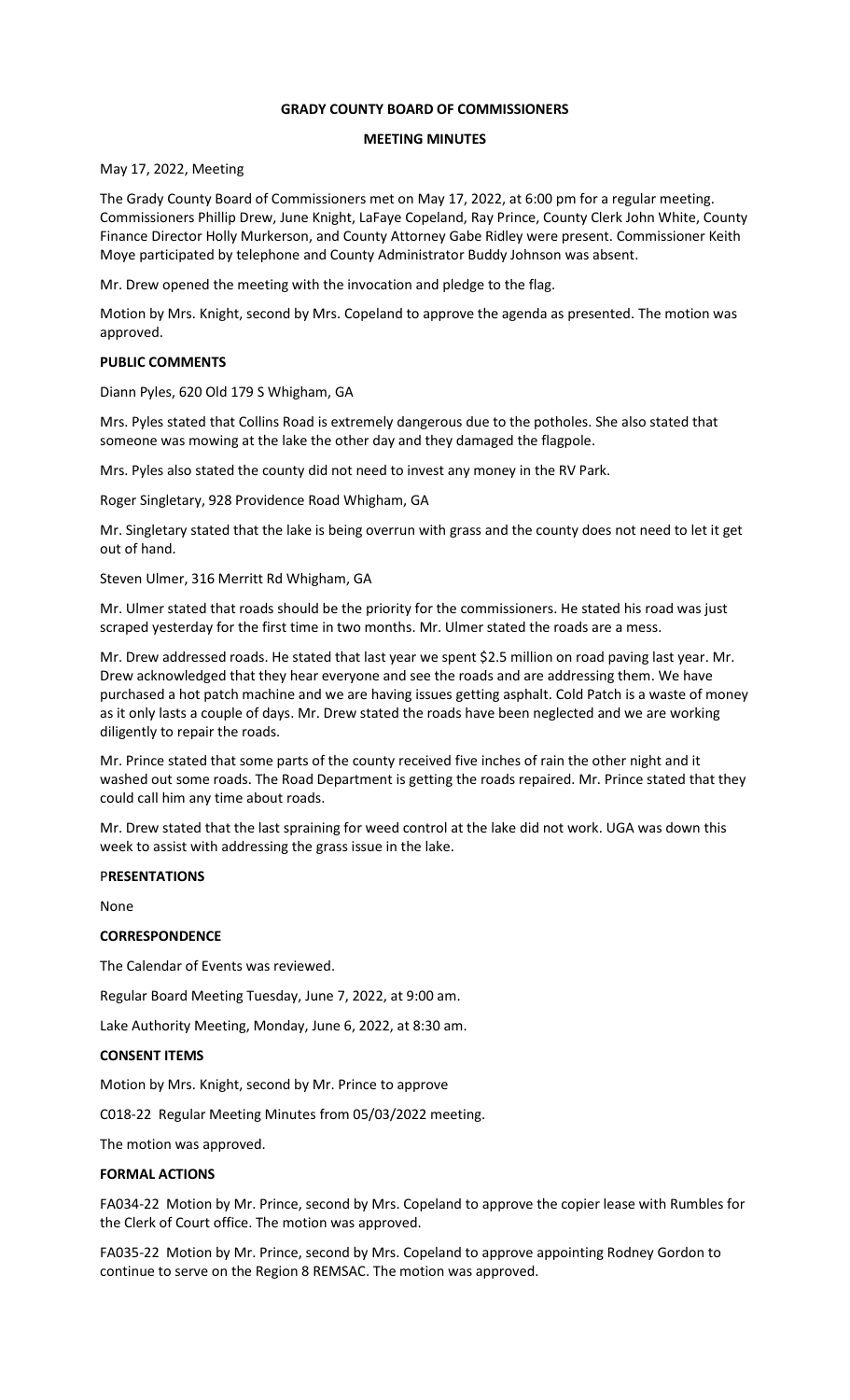# GRADY COUNTY BOARD OF COMMISSIONERS

## MEETING MINUTES

May 17, 2022, Meeting

The Grady County Board of Commissioners met on May 17, 2022, at 6:00 pm for a regular meeting. Commissioners Phillip Drew, June Knight, LaFaye Copeland, Ray Prince, County Clerk John White, County Finance Director Holly Murkerson, and County Attorney Gabe Ridley were present. Commissioner Keith Moye participated by telephone and County Administrator Buddy Johnson was absent.

Mr. Drew opened the meeting with the invocation and pledge to the flag.

Motion by Mrs. Knight, second by Mrs. Copeland to approve the agenda as presented. The motion was approved.

**PUBLIC COMMENTS**

Diann Pyles, 620 Old 179 S Whigham, GA

Mrs. Pyles stated that Collins Road is extremely dangerous due to the potholes. She also stated that someone was mowing at the lake the other day and they damaged the flagpole.

Mrs. Pyles also stated the county did not need to invest any money in the RV Park.

Roger Singletary, 928 Providence Road Whigham, GA

Mr. Singletary stated that the lake is being overrun with grass and the county does not need to let it get out of hand.

Steven Ulmer, 316 Merritt Rd Whigham, GA

Mr. Ulmer stated that roads should be the priority for the commissioners. He stated his road was just scraped yesterday for the first time in two months. Mr. Ulmer stated the roads are a mess.

Mr. Drew addressed roads. He stated that last year we spent $2.5 million on road paving last year. Mr. Drew acknowledged that they hear everyone and see the roads and are addressing them. We have purchased a hot patch machine and we are having issues getting asphalt. Cold Patch is a waste of money as it only lasts a couple of days. Mr. Drew stated the roads have been neglected and we are working diligently to repair the roads.

Mr. Prince stated that some parts of the county received five inches of rain the other night and it washed out some roads. The Road Department is getting the roads repaired. Mr. Prince stated that they could call him any time about roads.

Mr. Drew stated that the last spraining for weed control at the lake did not work. UGA was down this week to assist with addressing the grass issue in the lake.

**PRESENTATIONS**

None

**CORRESPONDENCE**

The Calendar of Events was reviewed.

Regular Board Meeting Tuesday, June 7, 2022, at 9:00 am.

Lake Authority Meeting, Monday, June 6, 2022, at 8:30 am.

**CONSENT ITEMS**

Motion by Mrs. Knight, second by Mr. Prince to approve

C018-22 Regular Meeting Minutes from 05/03/2022 meeting.

The motion was approved.

**FORMAL ACTIONS**

FA034-22 Motion by Mr. Prince, second by Mrs. Copeland to approve the copier lease with Rumbles for the Clerk of Court office. The motion was approved.

FA035-22 Motion by Mr. Prince, second by Mrs. Copeland to approve appointing Rodney Gordon to continue to serve on the Region 8 REMSAC. The motion was approved.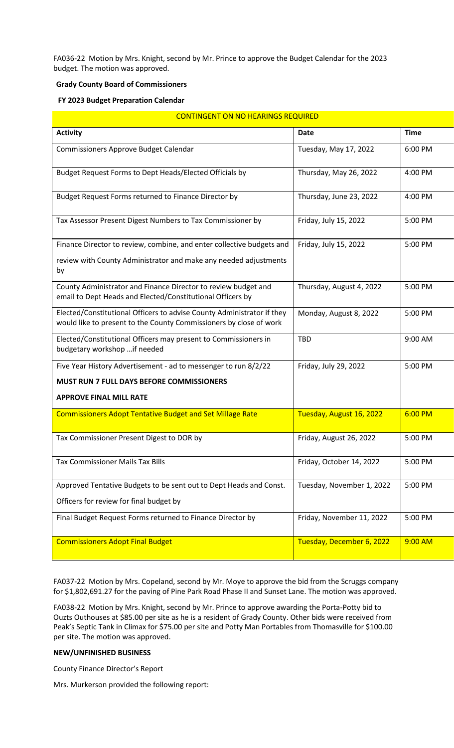FA036-22 Motion by Mrs. Knight, second by Mr. Prince to approve the Budget Calendar for the 2023 budget. The motion was approved.

**Grady County Board of Commissioners**

**FY 2023 Budget Preparation Calendar**

| CONTINGENT ON NO HEARINGS REQUIRED | | |
|---|---|---|
| **Activity** | **Date** | **Time** |
| Commissioners Approve Budget Calendar | Tuesday, May 17, 2022 | 6:00 PM |
| Budget Request Forms to Dept Heads/Elected Officials by | Thursday, May 26, 2022 | 4:00 PM |
| Budget Request Forms returned to Finance Director by | Thursday, June 23, 2022 | 4:00 PM |
| Tax Assessor Present Digest Numbers to Tax Commissioner by | Friday, July 15, 2022 | 5:00 PM |
| Finance Director to review, combine, and enter collective budgets and review with County Administrator and make any needed adjustments by | Friday, July 15, 2022 | 5:00 PM |
| County Administrator and Finance Director to review budget and email to Dept Heads and Elected/Constitutional Officers by | Thursday, August 4, 2022 | 5:00 PM |
| Elected/Constitutional Officers to advise County Administrator if they would like to present to the County Commissioners by close of work | Monday, August 8, 2022 | 5:00 PM |
| Elected/Constitutional Officers may present to Commissioners in budgetary workshop …if needed | TBD | 9:00 AM |
| Five Year History Advertisement - ad to messenger to run 8/2/22 **MUST RUN 7 FULL DAYS BEFORE COMMISSIONERS APPROVE FINAL MILL RATE** | Friday, July 29, 2022 | 5:00 PM |
| Commissioners Adopt Tentative Budget and Set Millage Rate | Tuesday, August 16, 2022 | 6:00 PM |
| Tax Commissioner Present Digest to DOR by | Friday, August 26, 2022 | 5:00 PM |
| Tax Commissioner Mails Tax Bills | Friday, October 14, 2022 | 5:00 PM |
| Approved Tentative Budgets to be sent out to Dept Heads and Const. Officers for review for final budget by | Tuesday, November 1, 2022 | 5:00 PM |
| Final Budget Request Forms returned to Finance Director by | Friday, November 11, 2022 | 5:00 PM |
| Commissioners Adopt Final Budget | Tuesday, December 6, 2022 | 9:00 AM |

FA037-22 Motion by Mrs. Copeland, second by Mr. Moye to approve the bid from the Scruggs company for $1,802,691.27 for the paving of Pine Park Road Phase II and Sunset Lane. The motion was approved.

FA038-22 Motion by Mrs. Knight, second by Mr. Prince to approve awarding the Porta-Potty bid to Ouzts Outhouses at $85.00 per site as he is a resident of Grady County. Other bids were received from Peak's Septic Tank in Climax for $75.00 per site and Potty Man Portables from Thomasville for $100.00 per site. The motion was approved.

**NEW/UNFINISHED BUSINESS**

County Finance Director's Report

Mrs. Murkerson provided the following report: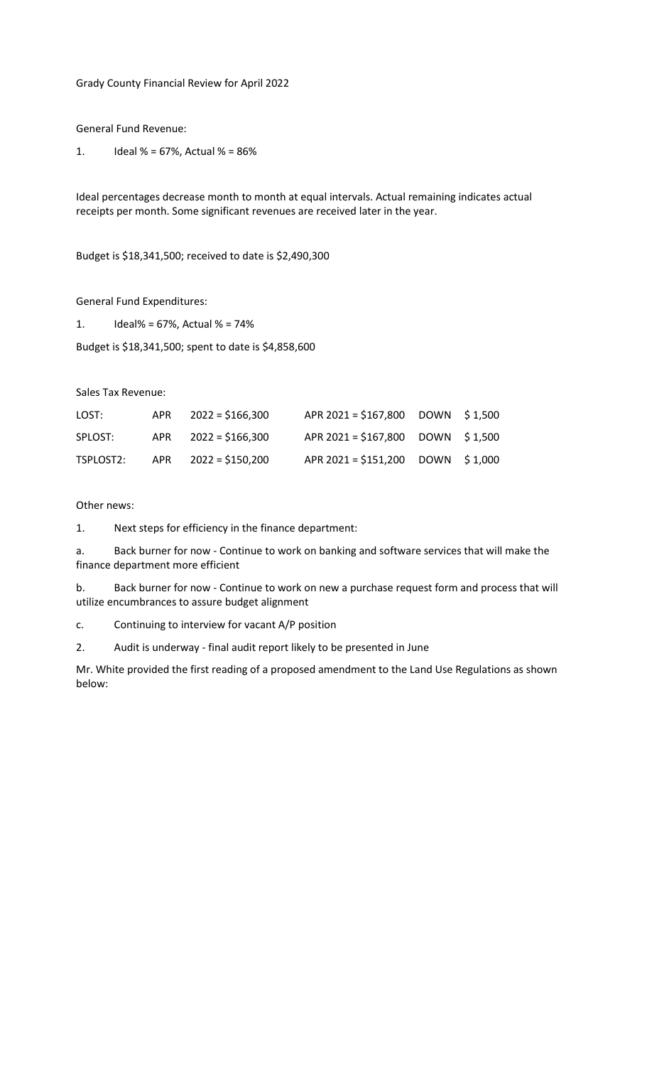Grady County Financial Review for April 2022

General Fund Revenue:

1. Ideal % = 67%, Actual % = 86%

Ideal percentages decrease month to month at equal intervals. Actual remaining indicates actual receipts per month. Some significant revenues are received later in the year.

Budget is $18,341,500; received to date is $2,490,300

General Fund Expenditures:

1. Ideal% = 67%, Actual % = 74%

Budget is $18,341,500; spent to date is $4,858,600

Sales Tax Revenue:

| | | | | | |
|---|---|---|---|---|---|
| LOST: | APR | 2022 = $166,300 | APR 2021 = $167,800 | DOWN | $ 1,500 |
| SPLOST: | APR | 2022 = $166,300 | APR 2021 = $167,800 | DOWN | $ 1,500 |
| TSPLOST2: | APR | 2022 = $150,200 | APR 2021 = $151,200 | DOWN | $ 1,000 |

Other news:

1. Next steps for efficiency in the finance department:

a. Back burner for now - Continue to work on banking and software services that will make the finance department more efficient

b. Back burner for now - Continue to work on new a purchase request form and process that will utilize encumbrances to assure budget alignment

c. Continuing to interview for vacant A/P position

2. Audit is underway - final audit report likely to be presented in June

Mr. White provided the first reading of a proposed amendment to the Land Use Regulations as shown below: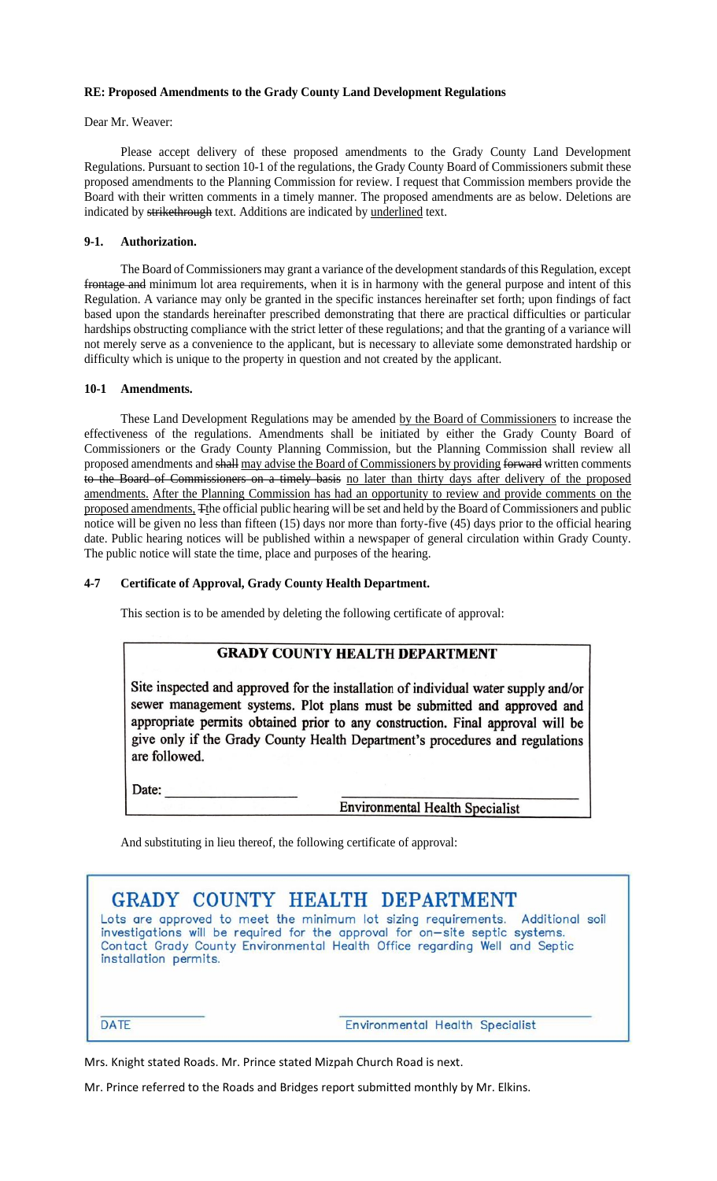**RE: Proposed Amendments to the Grady County Land Development Regulations**

Dear Mr. Weaver:

Please accept delivery of these proposed amendments to the Grady County Land Development Regulations. Pursuant to section 10-1 of the regulations, the Grady County Board of Commissioners submit these proposed amendments to the Planning Commission for review. I request that Commission members provide the Board with their written comments in a timely manner. The proposed amendments are as below. Deletions are indicated by ~~strikethrough~~ text. Additions are indicated by <u>underlined</u> text.

**9-1. Authorization.**

The Board of Commissioners may grant a variance of the development standards of this Regulation, except ~~frontage and~~ minimum lot area requirements, when it is in harmony with the general purpose and intent of this Regulation. A variance may only be granted in the specific instances hereinafter set forth; upon findings of fact based upon the standards hereinafter prescribed demonstrating that there are practical difficulties or particular hardships obstructing compliance with the strict letter of these regulations; and that the granting of a variance will not merely serve as a convenience to the applicant, but is necessary to alleviate some demonstrated hardship or difficulty which is unique to the property in question and not created by the applicant.

**10-1 Amendments.**

These Land Development Regulations may be amended <u>by the Board of Commissioners</u> to increase the effectiveness of the regulations. Amendments shall be initiated by either the Grady County Board of Commissioners or the Grady County Planning Commission, but the Planning Commission shall review all proposed amendments and ~~shall~~ <u>may advise the Board of Commissioners by providing</u> ~~forward~~ written comments ~~to the Board of Commissioners on a timely basis~~ <u>no later than thirty days after delivery of the proposed amendments.</u> <u>After the Planning Commission has had an opportunity to review and provide comments on the proposed amendments,</u> ~~T~~<u>t</u>he official public hearing will be set and held by the Board of Commissioners and public notice will be given no less than fifteen (15) days nor more than forty-five (45) days prior to the official hearing date. Public hearing notices will be published within a newspaper of general circulation within Grady County. The public notice will state the time, place and purposes of the hearing.

**4-7 Certificate of Approval, Grady County Health Department.**

This section is to be amended by deleting the following certificate of approval:

> **GRADY COUNTY HEALTH DEPARTMENT**
>
> Site inspected and approved for the installation of individual water supply and/or sewer management systems. Plot plans must be submitted and approved and appropriate permits obtained prior to any construction. Final approval will be give only if the Grady County Health Department's procedures and regulations are followed.
>
> Date: ____________________     ____________________________________
>
> Environmental Health Specialist

And substituting in lieu thereof, the following certificate of approval:

> **GRADY COUNTY HEALTH DEPARTMENT**
>
> Lots are approved to meet the minimum lot sizing requirements. Additional soil investigations will be required for the approval for on-site septic systems. Contact Grady County Environmental Health Office regarding Well and Septic installation permits.
>
> ________________     ____________________________________
>
> DATE     Environmental Health Specialist

Mrs. Knight stated Roads. Mr. Prince stated Mizpah Church Road is next.

Mr. Prince referred to the Roads and Bridges report submitted monthly by Mr. Elkins.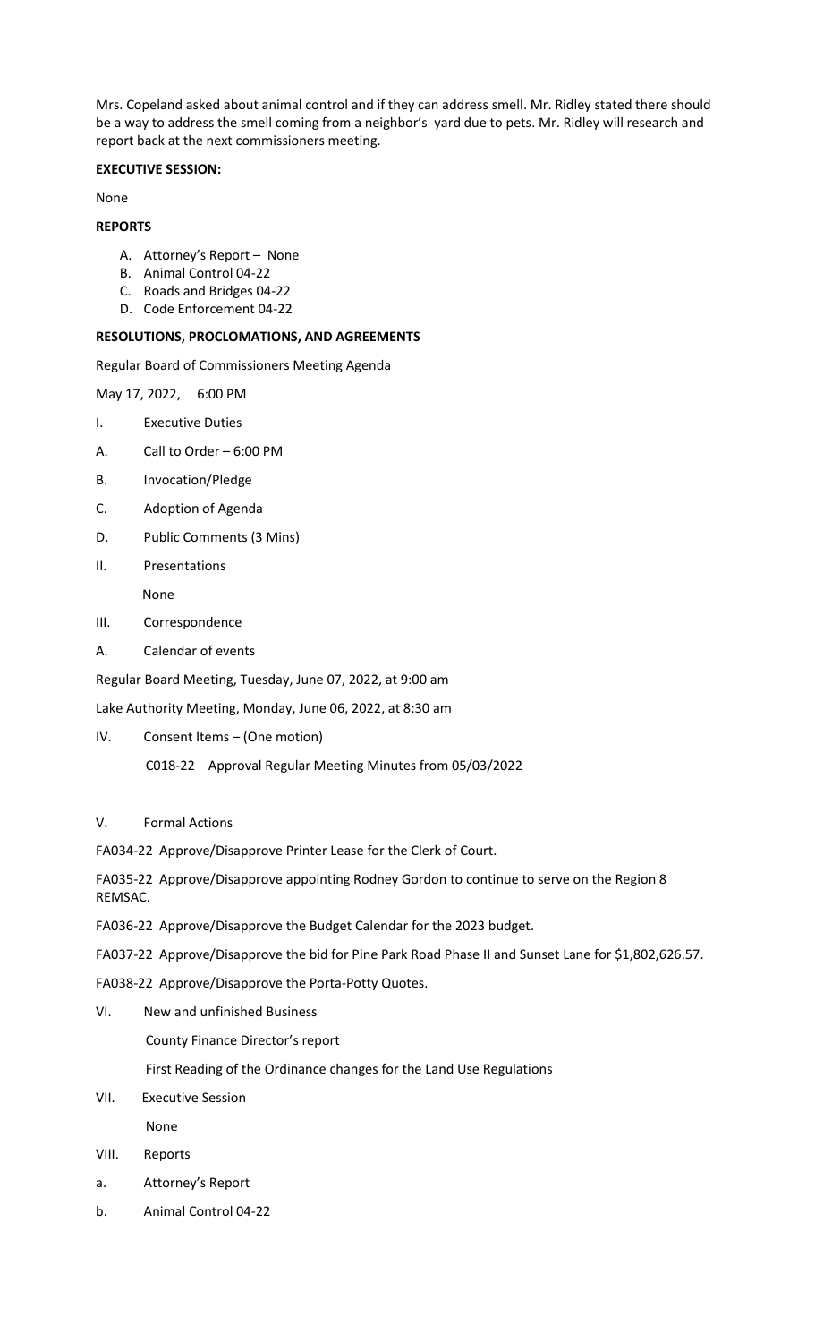Mrs. Copeland asked about animal control and if they can address smell. Mr. Ridley stated there should be a way to address the smell coming from a neighbor's yard due to pets. Mr. Ridley will research and report back at the next commissioners meeting.

**EXECUTIVE SESSION:**

None

**REPORTS**

A. Attorney's Report – None
B. Animal Control 04-22
C. Roads and Bridges 04-22
D. Code Enforcement 04-22

**RESOLUTIONS, PROCLOMATIONS, AND AGREEMENTS**

Regular Board of Commissioners Meeting Agenda

May 17, 2022, 6:00 PM

I. Executive Duties

A. Call to Order – 6:00 PM

B. Invocation/Pledge

C. Adoption of Agenda

D. Public Comments (3 Mins)

II. Presentations

None

III. Correspondence

A. Calendar of events

Regular Board Meeting, Tuesday, June 07, 2022, at 9:00 am

Lake Authority Meeting, Monday, June 06, 2022, at 8:30 am

IV. Consent Items – (One motion)

C018-22 Approval Regular Meeting Minutes from 05/03/2022

V. Formal Actions

FA034-22 Approve/Disapprove Printer Lease for the Clerk of Court.

FA035-22 Approve/Disapprove appointing Rodney Gordon to continue to serve on the Region 8 REMSAC.

FA036-22 Approve/Disapprove the Budget Calendar for the 2023 budget.

FA037-22 Approve/Disapprove the bid for Pine Park Road Phase II and Sunset Lane for $1,802,626.57.

FA038-22 Approve/Disapprove the Porta-Potty Quotes.

VI. New and unfinished Business

County Finance Director's report

First Reading of the Ordinance changes for the Land Use Regulations

VII. Executive Session

None

VIII. Reports

a. Attorney's Report

b. Animal Control 04-22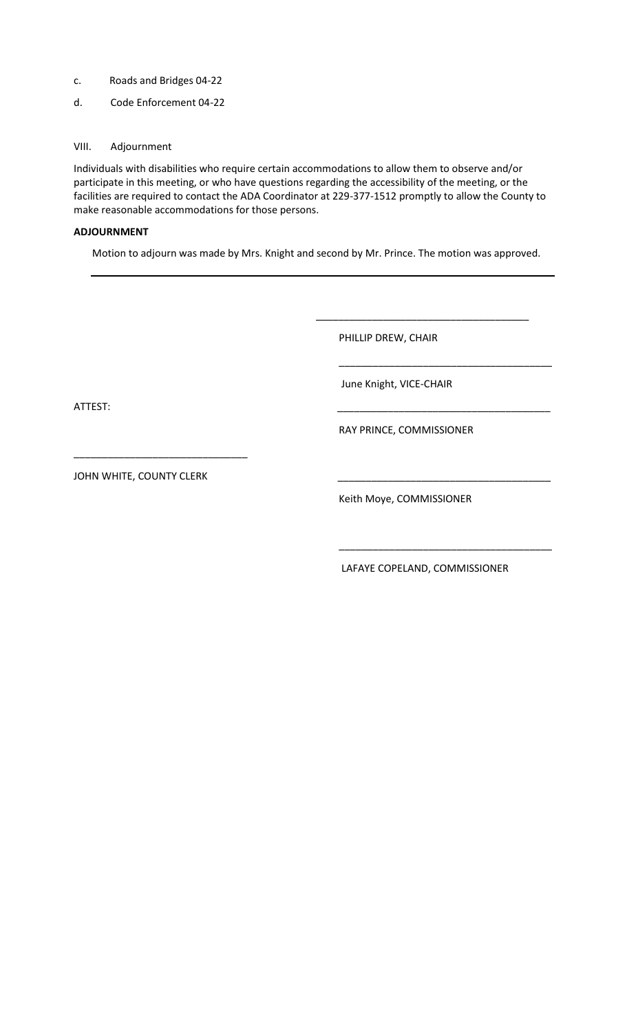c. Roads and Bridges 04-22

d. Code Enforcement 04-22

VIII. Adjournment

Individuals with disabilities who require certain accommodations to allow them to observe and/or participate in this meeting, or who have questions regarding the accessibility of the meeting, or the facilities are required to contact the ADA Coordinator at 229-377-1512 promptly to allow the County to make reasonable accommodations for those persons.

**ADJOURNMENT**

Motion to adjourn was made by Mrs. Knight and second by Mr. Prince. The motion was approved.

---

______________________________________

PHILLIP DREW, CHAIR

______________________________________

June Knight, VICE-CHAIR

ATTEST:

______________________________________

RAY PRINCE, COMMISSIONER

______________________________

JOHN WHITE, COUNTY CLERK

______________________________________

Keith Moye, COMMISSIONER

______________________________________

LAFAYE COPELAND, COMMISSIONER